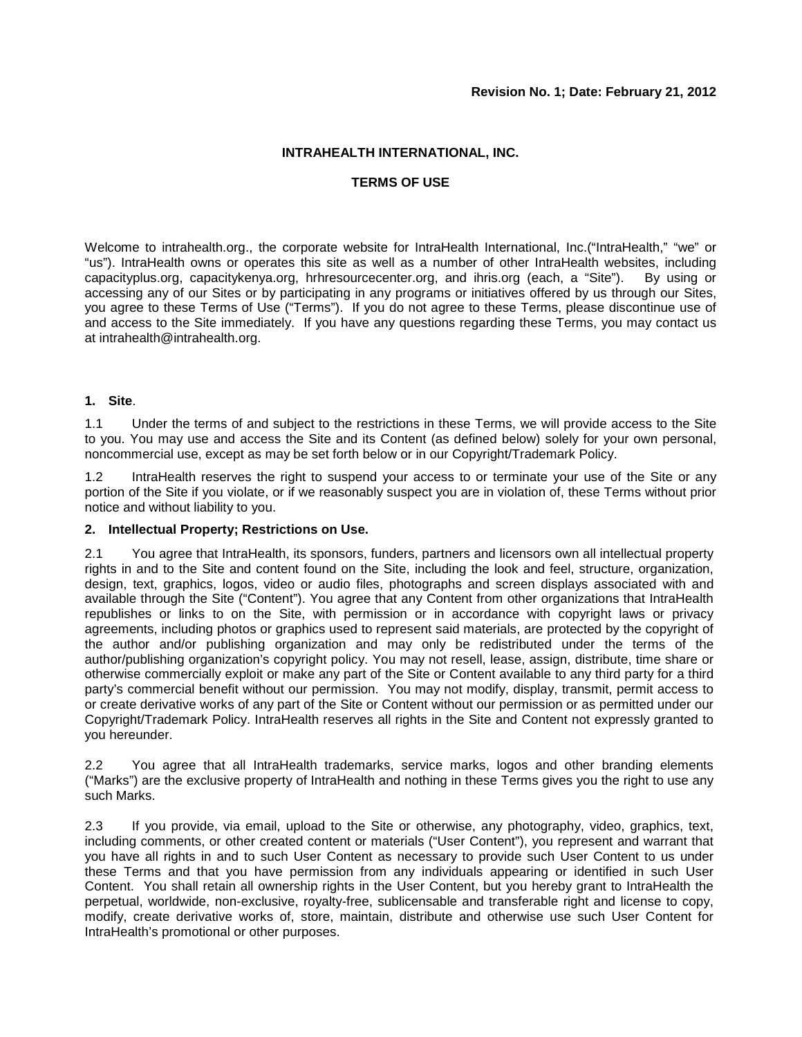**Revision No. 1; Date: February 21, 2012**

# INTRAHEALTH INTERNATIONAL, INC.

## TERMS OF USE

Welcome to intrahealth.org., the corporate website for IntraHealth International, Inc.("IntraHealth," "we" or "us"). IntraHealth owns or operates this site as well as a number of other IntraHealth websites, including capacityplus.org, capacitykenya.org, hrhresourcecenter.org, and ihris.org (each, a "Site"). By using or accessing any of our Sites or by participating in any programs or initiatives offered by us through our Sites, you agree to these Terms of Use ("Terms"). If you do not agree to these Terms, please discontinue use of and access to the Site immediately. If you have any questions regarding these Terms, you may contact us at intrahealth@intrahealth.org.

**1. Site**.

1.1 Under the terms of and subject to the restrictions in these Terms, we will provide access to the Site to you. You may use and access the Site and its Content (as defined below) solely for your own personal, noncommercial use, except as may be set forth below or in our Copyright/Trademark Policy.

1.2 IntraHealth reserves the right to suspend your access to or terminate your use of the Site or any portion of the Site if you violate, or if we reasonably suspect you are in violation of, these Terms without prior notice and without liability to you.

**2. Intellectual Property; Restrictions on Use.**

2.1 You agree that IntraHealth, its sponsors, funders, partners and licensors own all intellectual property rights in and to the Site and content found on the Site, including the look and feel, structure, organization, design, text, graphics, logos, video or audio files, photographs and screen displays associated with and available through the Site ("Content"). You agree that any Content from other organizations that IntraHealth republishes or links to on the Site, with permission or in accordance with copyright laws or privacy agreements, including photos or graphics used to represent said materials, are protected by the copyright of the author and/or publishing organization and may only be redistributed under the terms of the author/publishing organization's copyright policy. You may not resell, lease, assign, distribute, time share or otherwise commercially exploit or make any part of the Site or Content available to any third party for a third party's commercial benefit without our permission. You may not modify, display, transmit, permit access to or create derivative works of any part of the Site or Content without our permission or as permitted under our Copyright/Trademark Policy. IntraHealth reserves all rights in the Site and Content not expressly granted to you hereunder.

2.2 You agree that all IntraHealth trademarks, service marks, logos and other branding elements ("Marks") are the exclusive property of IntraHealth and nothing in these Terms gives you the right to use any such Marks.

2.3 If you provide, via email, upload to the Site or otherwise, any photography, video, graphics, text, including comments, or other created content or materials ("User Content"), you represent and warrant that you have all rights in and to such User Content as necessary to provide such User Content to us under these Terms and that you have permission from any individuals appearing or identified in such User Content. You shall retain all ownership rights in the User Content, but you hereby grant to IntraHealth the perpetual, worldwide, non-exclusive, royalty-free, sublicensable and transferable right and license to copy, modify, create derivative works of, store, maintain, distribute and otherwise use such User Content for IntraHealth's promotional or other purposes.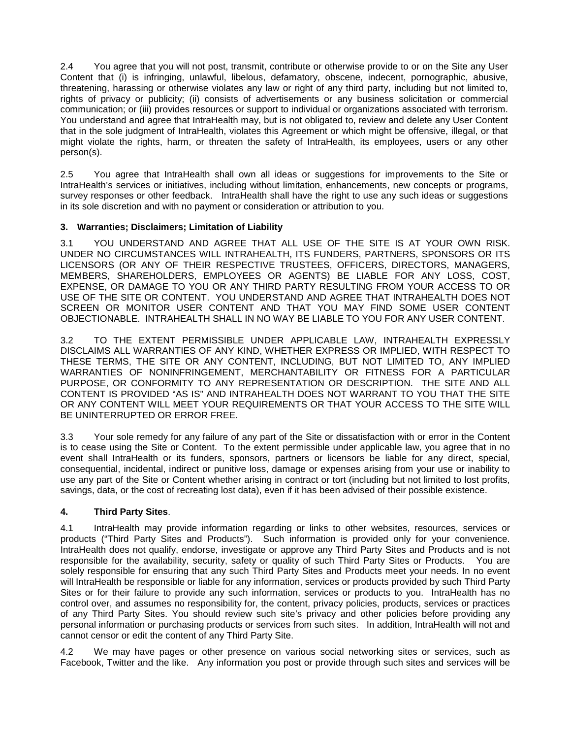2.4 You agree that you will not post, transmit, contribute or otherwise provide to or on the Site any User Content that (i) is infringing, unlawful, libelous, defamatory, obscene, indecent, pornographic, abusive, threatening, harassing or otherwise violates any law or right of any third party, including but not limited to, rights of privacy or publicity; (ii) consists of advertisements or any business solicitation or commercial communication; or (iii) provides resources or support to individual or organizations associated with terrorism. You understand and agree that IntraHealth may, but is not obligated to, review and delete any User Content that in the sole judgment of IntraHealth, violates this Agreement or which might be offensive, illegal, or that might violate the rights, harm, or threaten the safety of IntraHealth, its employees, users or any other person(s).

2.5 You agree that IntraHealth shall own all ideas or suggestions for improvements to the Site or IntraHealth's services or initiatives, including without limitation, enhancements, new concepts or programs, survey responses or other feedback. IntraHealth shall have the right to use any such ideas or suggestions in its sole discretion and with no payment or consideration or attribution to you.

### 3. Warranties; Disclaimers; Limitation of Liability

3.1 YOU UNDERSTAND AND AGREE THAT ALL USE OF THE SITE IS AT YOUR OWN RISK. UNDER NO CIRCUMSTANCES WILL INTRAHEALTH, ITS FUNDERS, PARTNERS, SPONSORS OR ITS LICENSORS (OR ANY OF THEIR RESPECTIVE TRUSTEES, OFFICERS, DIRECTORS, MANAGERS, MEMBERS, SHAREHOLDERS, EMPLOYEES OR AGENTS) BE LIABLE FOR ANY LOSS, COST, EXPENSE, OR DAMAGE TO YOU OR ANY THIRD PARTY RESULTING FROM YOUR ACCESS TO OR USE OF THE SITE OR CONTENT. YOU UNDERSTAND AND AGREE THAT INTRAHEALTH DOES NOT SCREEN OR MONITOR USER CONTENT AND THAT YOU MAY FIND SOME USER CONTENT OBJECTIONABLE. INTRAHEALTH SHALL IN NO WAY BE LIABLE TO YOU FOR ANY USER CONTENT.

3.2 TO THE EXTENT PERMISSIBLE UNDER APPLICABLE LAW, INTRAHEALTH EXPRESSLY DISCLAIMS ALL WARRANTIES OF ANY KIND, WHETHER EXPRESS OR IMPLIED, WITH RESPECT TO THESE TERMS, THE SITE OR ANY CONTENT, INCLUDING, BUT NOT LIMITED TO, ANY IMPLIED WARRANTIES OF NONINFRINGEMENT, MERCHANTABILITY OR FITNESS FOR A PARTICULAR PURPOSE, OR CONFORMITY TO ANY REPRESENTATION OR DESCRIPTION. THE SITE AND ALL CONTENT IS PROVIDED "AS IS" AND INTRAHEALTH DOES NOT WARRANT TO YOU THAT THE SITE OR ANY CONTENT WILL MEET YOUR REQUIREMENTS OR THAT YOUR ACCESS TO THE SITE WILL BE UNINTERRUPTED OR ERROR FREE.

3.3 Your sole remedy for any failure of any part of the Site or dissatisfaction with or error in the Content is to cease using the Site or Content. To the extent permissible under applicable law, you agree that in no event shall IntraHealth or its funders, sponsors, partners or licensors be liable for any direct, special, consequential, incidental, indirect or punitive loss, damage or expenses arising from your use or inability to use any part of the Site or Content whether arising in contract or tort (including but not limited to lost profits, savings, data, or the cost of recreating lost data), even if it has been advised of their possible existence.

### 4. Third Party Sites.

4.1 IntraHealth may provide information regarding or links to other websites, resources, services or products ("Third Party Sites and Products"). Such information is provided only for your convenience. IntraHealth does not qualify, endorse, investigate or approve any Third Party Sites and Products and is not responsible for the availability, security, safety or quality of such Third Party Sites or Products. You are solely responsible for ensuring that any such Third Party Sites and Products meet your needs. In no event will IntraHealth be responsible or liable for any information, services or products provided by such Third Party Sites or for their failure to provide any such information, services or products to you. IntraHealth has no control over, and assumes no responsibility for, the content, privacy policies, products, services or practices of any Third Party Sites. You should review such site's privacy and other policies before providing any personal information or purchasing products or services from such sites. In addition, IntraHealth will not and cannot censor or edit the content of any Third Party Site.

4.2 We may have pages or other presence on various social networking sites or services, such as Facebook, Twitter and the like. Any information you post or provide through such sites and services will be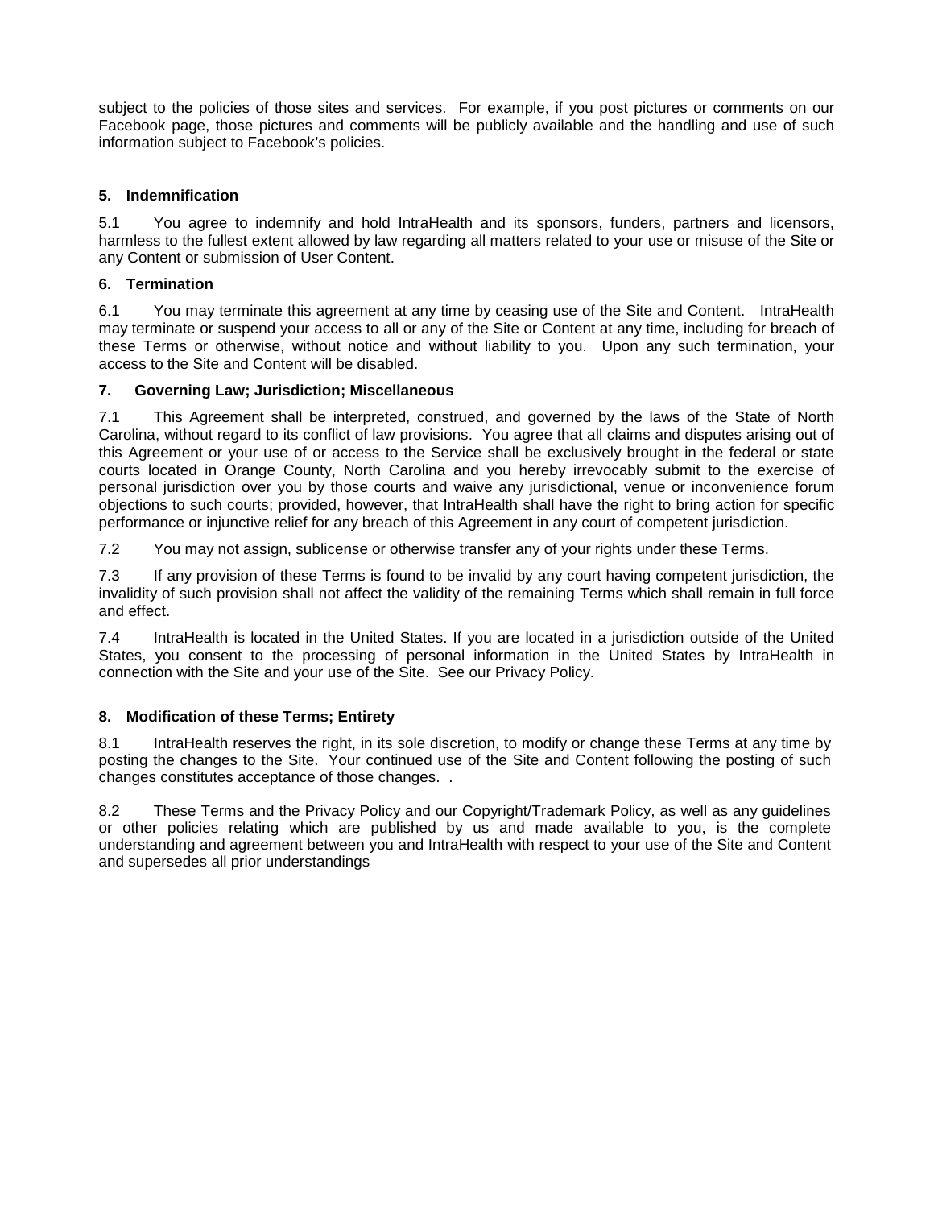subject to the policies of those sites and services. For example, if you post pictures or comments on our Facebook page, those pictures and comments will be publicly available and the handling and use of such information subject to Facebook's policies.

## 5. Indemnification

5.1 You agree to indemnify and hold IntraHealth and its sponsors, funders, partners and licensors, harmless to the fullest extent allowed by law regarding all matters related to your use or misuse of the Site or any Content or submission of User Content.

## 6. Termination

6.1 You may terminate this agreement at any time by ceasing use of the Site and Content. IntraHealth may terminate or suspend your access to all or any of the Site or Content at any time, including for breach of these Terms or otherwise, without notice and without liability to you. Upon any such termination, your access to the Site and Content will be disabled.

## 7. Governing Law; Jurisdiction; Miscellaneous

7.1 This Agreement shall be interpreted, construed, and governed by the laws of the State of North Carolina, without regard to its conflict of law provisions. You agree that all claims and disputes arising out of this Agreement or your use of or access to the Service shall be exclusively brought in the federal or state courts located in Orange County, North Carolina and you hereby irrevocably submit to the exercise of personal jurisdiction over you by those courts and waive any jurisdictional, venue or inconvenience forum objections to such courts; provided, however, that IntraHealth shall have the right to bring action for specific performance or injunctive relief for any breach of this Agreement in any court of competent jurisdiction.

7.2 You may not assign, sublicense or otherwise transfer any of your rights under these Terms.

7.3 If any provision of these Terms is found to be invalid by any court having competent jurisdiction, the invalidity of such provision shall not affect the validity of the remaining Terms which shall remain in full force and effect.

7.4 IntraHealth is located in the United States. If you are located in a jurisdiction outside of the United States, you consent to the processing of personal information in the United States by IntraHealth in connection with the Site and your use of the Site. See our Privacy Policy.

## 8. Modification of these Terms; Entirety

8.1 IntraHealth reserves the right, in its sole discretion, to modify or change these Terms at any time by posting the changes to the Site. Your continued use of the Site and Content following the posting of such changes constitutes acceptance of those changes. .

8.2 These Terms and the Privacy Policy and our Copyright/Trademark Policy, as well as any guidelines or other policies relating which are published by us and made available to you, is the complete understanding and agreement between you and IntraHealth with respect to your use of the Site and Content and supersedes all prior understandings